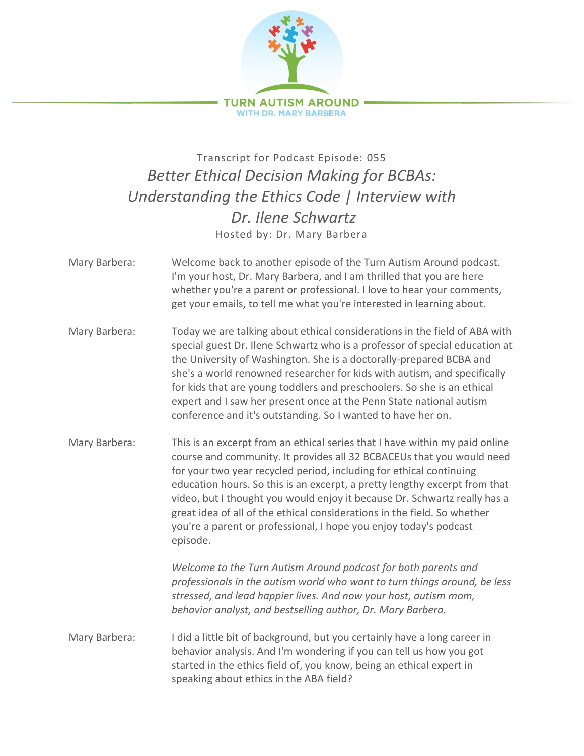TURN AUTISM AROUND
WITH DR. MARY BARBERA

Transcript for Podcast Episode: 055

# *Better Ethical Decision Making for BCBAs: Understanding the Ethics Code | Interview with Dr. Ilene Schwartz*

Hosted by: Dr. Mary Barbera

Mary Barbera: Welcome back to another episode of the Turn Autism Around podcast. I'm your host, Dr. Mary Barbera, and I am thrilled that you are here whether you're a parent or professional. I love to hear your comments, get your emails, to tell me what you're interested in learning about.

Mary Barbera: Today we are talking about ethical considerations in the field of ABA with special guest Dr. Ilene Schwartz who is a professor of special education at the University of Washington. She is a doctorally-prepared BCBA and she's a world renowned researcher for kids with autism, and specifically for kids that are young toddlers and preschoolers. So she is an ethical expert and I saw her present once at the Penn State national autism conference and it's outstanding. So I wanted to have her on.

Mary Barbera: This is an excerpt from an ethical series that I have within my paid online course and community. It provides all 32 BCBACEUs that you would need for your two year recycled period, including for ethical continuing education hours. So this is an excerpt, a pretty lengthy excerpt from that video, but I thought you would enjoy it because Dr. Schwartz really has a great idea of all of the ethical considerations in the field. So whether you're a parent or professional, I hope you enjoy today's podcast episode.

*Welcome to the Turn Autism Around podcast for both parents and professionals in the autism world who want to turn things around, be less stressed, and lead happier lives. And now your host, autism mom, behavior analyst, and bestselling author, Dr. Mary Barbera.*

Mary Barbera: I did a little bit of background, but you certainly have a long career in behavior analysis. And I'm wondering if you can tell us how you got started in the ethics field of, you know, being an ethical expert in speaking about ethics in the ABA field?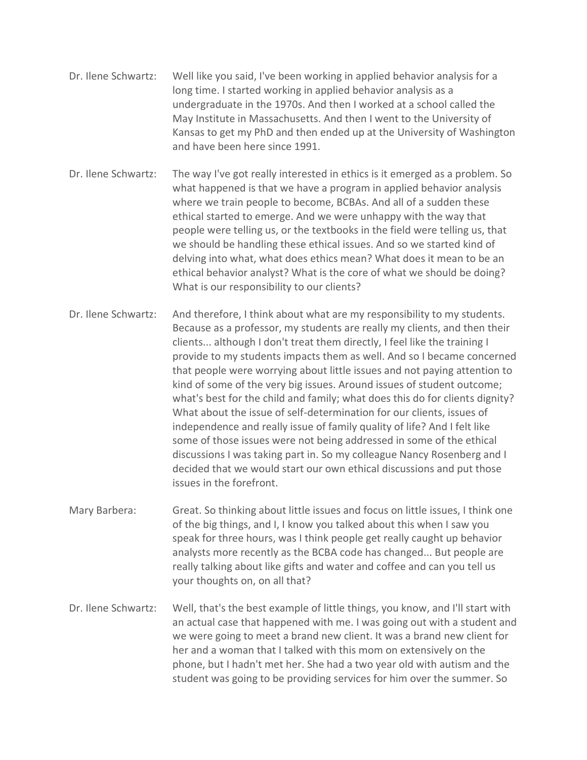Dr. Ilene Schwartz: Well like you said, I've been working in applied behavior analysis for a long time. I started working in applied behavior analysis as a undergraduate in the 1970s. And then I worked at a school called the May Institute in Massachusetts. And then I went to the University of Kansas to get my PhD and then ended up at the University of Washington and have been here since 1991.

Dr. Ilene Schwartz: The way I've got really interested in ethics is it emerged as a problem. So what happened is that we have a program in applied behavior analysis where we train people to become, BCBAs. And all of a sudden these ethical started to emerge. And we were unhappy with the way that people were telling us, or the textbooks in the field were telling us, that we should be handling these ethical issues. And so we started kind of delving into what, what does ethics mean? What does it mean to be an ethical behavior analyst? What is the core of what we should be doing? What is our responsibility to our clients?

Dr. Ilene Schwartz: And therefore, I think about what are my responsibility to my students. Because as a professor, my students are really my clients, and then their clients... although I don't treat them directly, I feel like the training I provide to my students impacts them as well. And so I became concerned that people were worrying about little issues and not paying attention to kind of some of the very big issues. Around issues of student outcome; what's best for the child and family; what does this do for clients dignity? What about the issue of self-determination for our clients, issues of independence and really issue of family quality of life? And I felt like some of those issues were not being addressed in some of the ethical discussions I was taking part in. So my colleague Nancy Rosenberg and I decided that we would start our own ethical discussions and put those issues in the forefront.

Mary Barbera: Great. So thinking about little issues and focus on little issues, I think one of the big things, and I, I know you talked about this when I saw you speak for three hours, was I think people get really caught up behavior analysts more recently as the BCBA code has changed... But people are really talking about like gifts and water and coffee and can you tell us your thoughts on, on all that?

Dr. Ilene Schwartz: Well, that's the best example of little things, you know, and I'll start with an actual case that happened with me. I was going out with a student and we were going to meet a brand new client. It was a brand new client for her and a woman that I talked with this mom on extensively on the phone, but I hadn't met her. She had a two year old with autism and the student was going to be providing services for him over the summer. So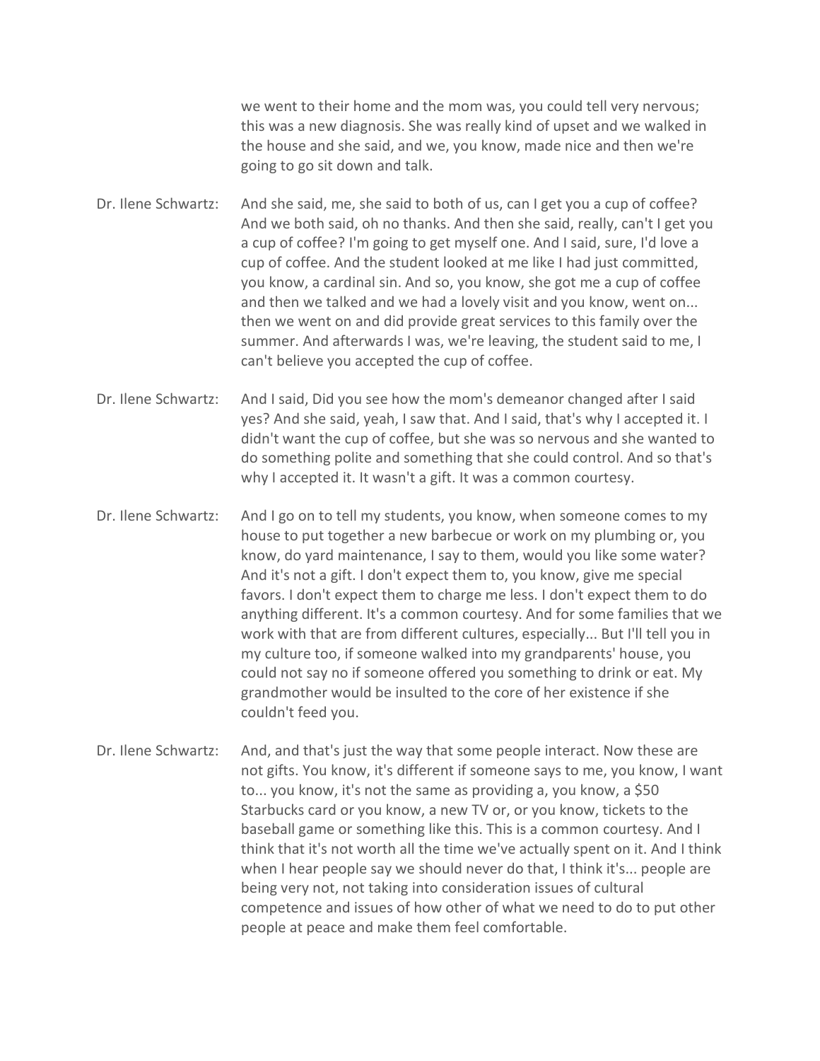we went to their home and the mom was, you could tell very nervous; this was a new diagnosis. She was really kind of upset and we walked in the house and she said, and we, you know, made nice and then we're going to go sit down and talk.

Dr. Ilene Schwartz: And she said, me, she said to both of us, can I get you a cup of coffee? And we both said, oh no thanks. And then she said, really, can't I get you a cup of coffee? I'm going to get myself one. And I said, sure, I'd love a cup of coffee. And the student looked at me like I had just committed, you know, a cardinal sin. And so, you know, she got me a cup of coffee and then we talked and we had a lovely visit and you know, went on... then we went on and did provide great services to this family over the summer. And afterwards I was, we're leaving, the student said to me, I can't believe you accepted the cup of coffee.

Dr. Ilene Schwartz: And I said, Did you see how the mom's demeanor changed after I said yes? And she said, yeah, I saw that. And I said, that's why I accepted it. I didn't want the cup of coffee, but she was so nervous and she wanted to do something polite and something that she could control. And so that's why I accepted it. It wasn't a gift. It was a common courtesy.

Dr. Ilene Schwartz: And I go on to tell my students, you know, when someone comes to my house to put together a new barbecue or work on my plumbing or, you know, do yard maintenance, I say to them, would you like some water? And it's not a gift. I don't expect them to, you know, give me special favors. I don't expect them to charge me less. I don't expect them to do anything different. It's a common courtesy. And for some families that we work with that are from different cultures, especially... But I'll tell you in my culture too, if someone walked into my grandparents' house, you could not say no if someone offered you something to drink or eat. My grandmother would be insulted to the core of her existence if she couldn't feed you.

Dr. Ilene Schwartz: And, and that's just the way that some people interact. Now these are not gifts. You know, it's different if someone says to me, you know, I want to... you know, it's not the same as providing a, you know, a $50 Starbucks card or you know, a new TV or, or you know, tickets to the baseball game or something like this. This is a common courtesy. And I think that it's not worth all the time we've actually spent on it. And I think when I hear people say we should never do that, I think it's... people are being very not, not taking into consideration issues of cultural competence and issues of how other of what we need to do to put other people at peace and make them feel comfortable.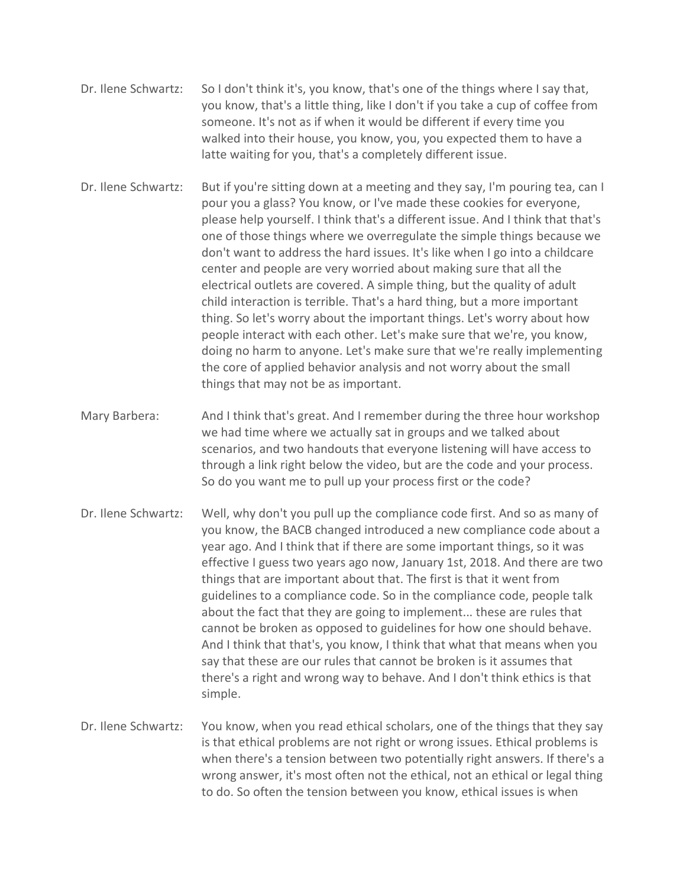Dr. Ilene Schwartz: So I don't think it's, you know, that's one of the things where I say that, you know, that's a little thing, like I don't if you take a cup of coffee from someone. It's not as if when it would be different if every time you walked into their house, you know, you, you expected them to have a latte waiting for you, that's a completely different issue.

Dr. Ilene Schwartz: But if you're sitting down at a meeting and they say, I'm pouring tea, can I pour you a glass? You know, or I've made these cookies for everyone, please help yourself. I think that's a different issue. And I think that that's one of those things where we overregulate the simple things because we don't want to address the hard issues. It's like when I go into a childcare center and people are very worried about making sure that all the electrical outlets are covered. A simple thing, but the quality of adult child interaction is terrible. That's a hard thing, but a more important thing. So let's worry about the important things. Let's worry about how people interact with each other. Let's make sure that we're, you know, doing no harm to anyone. Let's make sure that we're really implementing the core of applied behavior analysis and not worry about the small things that may not be as important.

Mary Barbera: And I think that's great. And I remember during the three hour workshop we had time where we actually sat in groups and we talked about scenarios, and two handouts that everyone listening will have access to through a link right below the video, but are the code and your process. So do you want me to pull up your process first or the code?

Dr. Ilene Schwartz: Well, why don't you pull up the compliance code first. And so as many of you know, the BACB changed introduced a new compliance code about a year ago. And I think that if there are some important things, so it was effective I guess two years ago now, January 1st, 2018. And there are two things that are important about that. The first is that it went from guidelines to a compliance code. So in the compliance code, people talk about the fact that they are going to implement... these are rules that cannot be broken as opposed to guidelines for how one should behave. And I think that that's, you know, I think that what that means when you say that these are our rules that cannot be broken is it assumes that there's a right and wrong way to behave. And I don't think ethics is that simple.

Dr. Ilene Schwartz: You know, when you read ethical scholars, one of the things that they say is that ethical problems are not right or wrong issues. Ethical problems is when there's a tension between two potentially right answers. If there's a wrong answer, it's most often not the ethical, not an ethical or legal thing to do. So often the tension between you know, ethical issues is when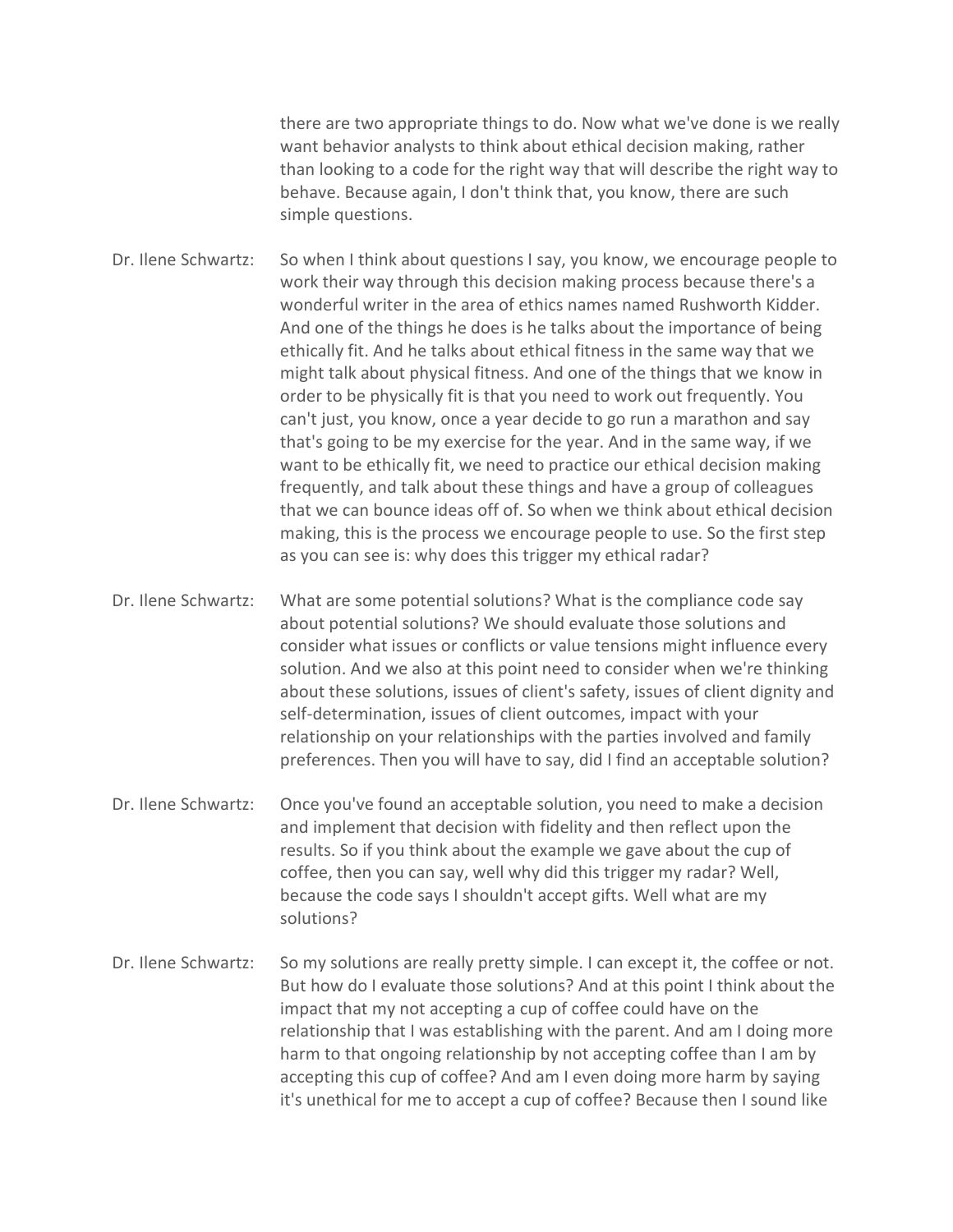there are two appropriate things to do. Now what we've done is we really want behavior analysts to think about ethical decision making, rather than looking to a code for the right way that will describe the right way to behave. Because again, I don't think that, you know, there are such simple questions.

Dr. Ilene Schwartz: So when I think about questions I say, you know, we encourage people to work their way through this decision making process because there's a wonderful writer in the area of ethics names named Rushworth Kidder. And one of the things he does is he talks about the importance of being ethically fit. And he talks about ethical fitness in the same way that we might talk about physical fitness. And one of the things that we know in order to be physically fit is that you need to work out frequently. You can't just, you know, once a year decide to go run a marathon and say that's going to be my exercise for the year. And in the same way, if we want to be ethically fit, we need to practice our ethical decision making frequently, and talk about these things and have a group of colleagues that we can bounce ideas off of. So when we think about ethical decision making, this is the process we encourage people to use. So the first step as you can see is: why does this trigger my ethical radar?

Dr. Ilene Schwartz: What are some potential solutions? What is the compliance code say about potential solutions? We should evaluate those solutions and consider what issues or conflicts or value tensions might influence every solution. And we also at this point need to consider when we're thinking about these solutions, issues of client's safety, issues of client dignity and self-determination, issues of client outcomes, impact with your relationship on your relationships with the parties involved and family preferences. Then you will have to say, did I find an acceptable solution?

Dr. Ilene Schwartz: Once you've found an acceptable solution, you need to make a decision and implement that decision with fidelity and then reflect upon the results. So if you think about the example we gave about the cup of coffee, then you can say, well why did this trigger my radar? Well, because the code says I shouldn't accept gifts. Well what are my solutions?

Dr. Ilene Schwartz: So my solutions are really pretty simple. I can except it, the coffee or not. But how do I evaluate those solutions? And at this point I think about the impact that my not accepting a cup of coffee could have on the relationship that I was establishing with the parent. And am I doing more harm to that ongoing relationship by not accepting coffee than I am by accepting this cup of coffee? And am I even doing more harm by saying it's unethical for me to accept a cup of coffee? Because then I sound like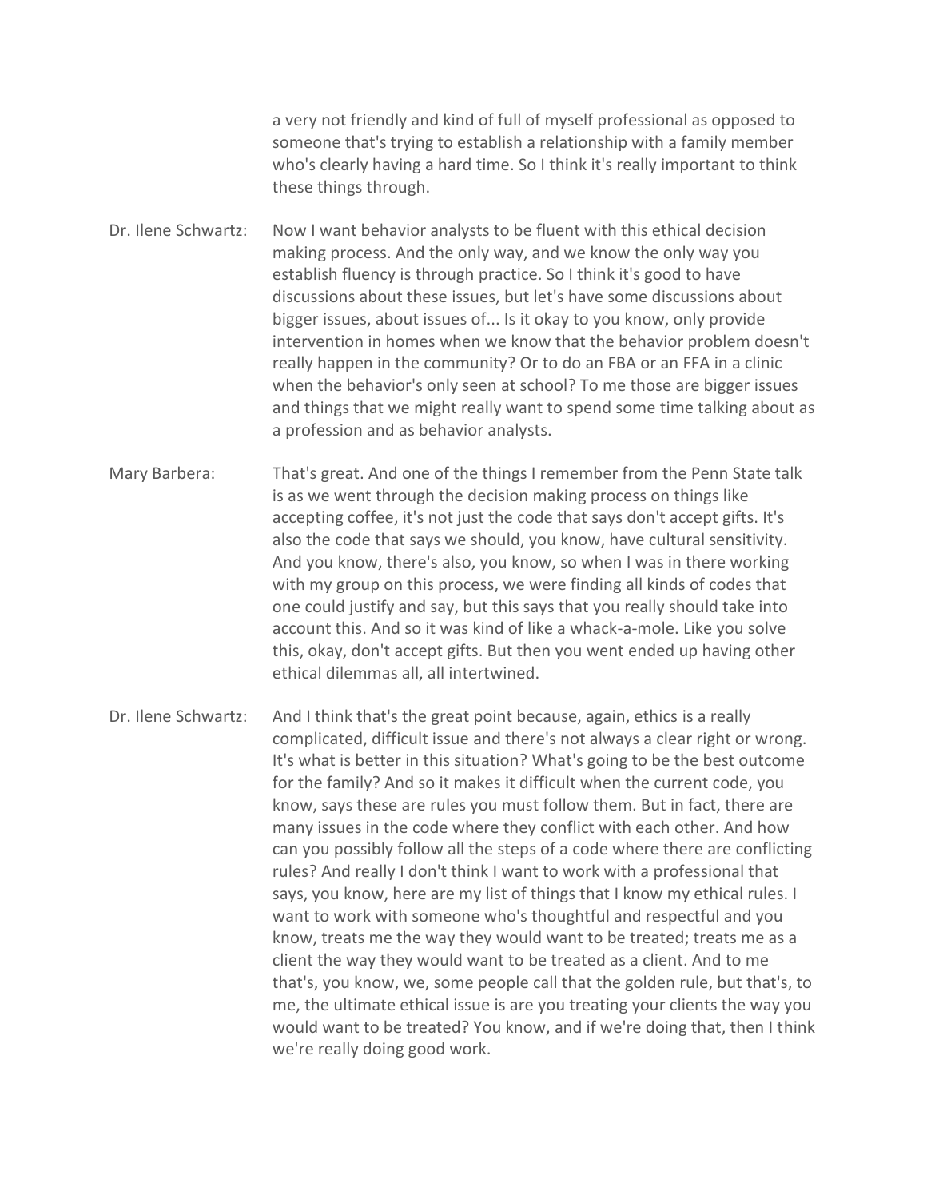a very not friendly and kind of full of myself professional as opposed to someone that's trying to establish a relationship with a family member who's clearly having a hard time. So I think it's really important to think these things through.

**Dr. Ilene Schwartz:** Now I want behavior analysts to be fluent with this ethical decision making process. And the only way, and we know the only way you establish fluency is through practice. So I think it's good to have discussions about these issues, but let's have some discussions about bigger issues, about issues of... Is it okay to you know, only provide intervention in homes when we know that the behavior problem doesn't really happen in the community? Or to do an FBA or an FFA in a clinic when the behavior's only seen at school? To me those are bigger issues and things that we might really want to spend some time talking about as a profession and as behavior analysts.

**Mary Barbera:** That's great. And one of the things I remember from the Penn State talk is as we went through the decision making process on things like accepting coffee, it's not just the code that says don't accept gifts. It's also the code that says we should, you know, have cultural sensitivity. And you know, there's also, you know, so when I was in there working with my group on this process, we were finding all kinds of codes that one could justify and say, but this says that you really should take into account this. And so it was kind of like a whack-a-mole. Like you solve this, okay, don't accept gifts. But then you went ended up having other ethical dilemmas all, all intertwined.

**Dr. Ilene Schwartz:** And I think that's the great point because, again, ethics is a really complicated, difficult issue and there's not always a clear right or wrong. It's what is better in this situation? What's going to be the best outcome for the family? And so it makes it difficult when the current code, you know, says these are rules you must follow them. But in fact, there are many issues in the code where they conflict with each other. And how can you possibly follow all the steps of a code where there are conflicting rules? And really I don't think I want to work with a professional that says, you know, here are my list of things that I know my ethical rules. I want to work with someone who's thoughtful and respectful and you know, treats me the way they would want to be treated; treats me as a client the way they would want to be treated as a client. And to me that's, you know, we, some people call that the golden rule, but that's, to me, the ultimate ethical issue is are you treating your clients the way you would want to be treated? You know, and if we're doing that, then I think we're really doing good work.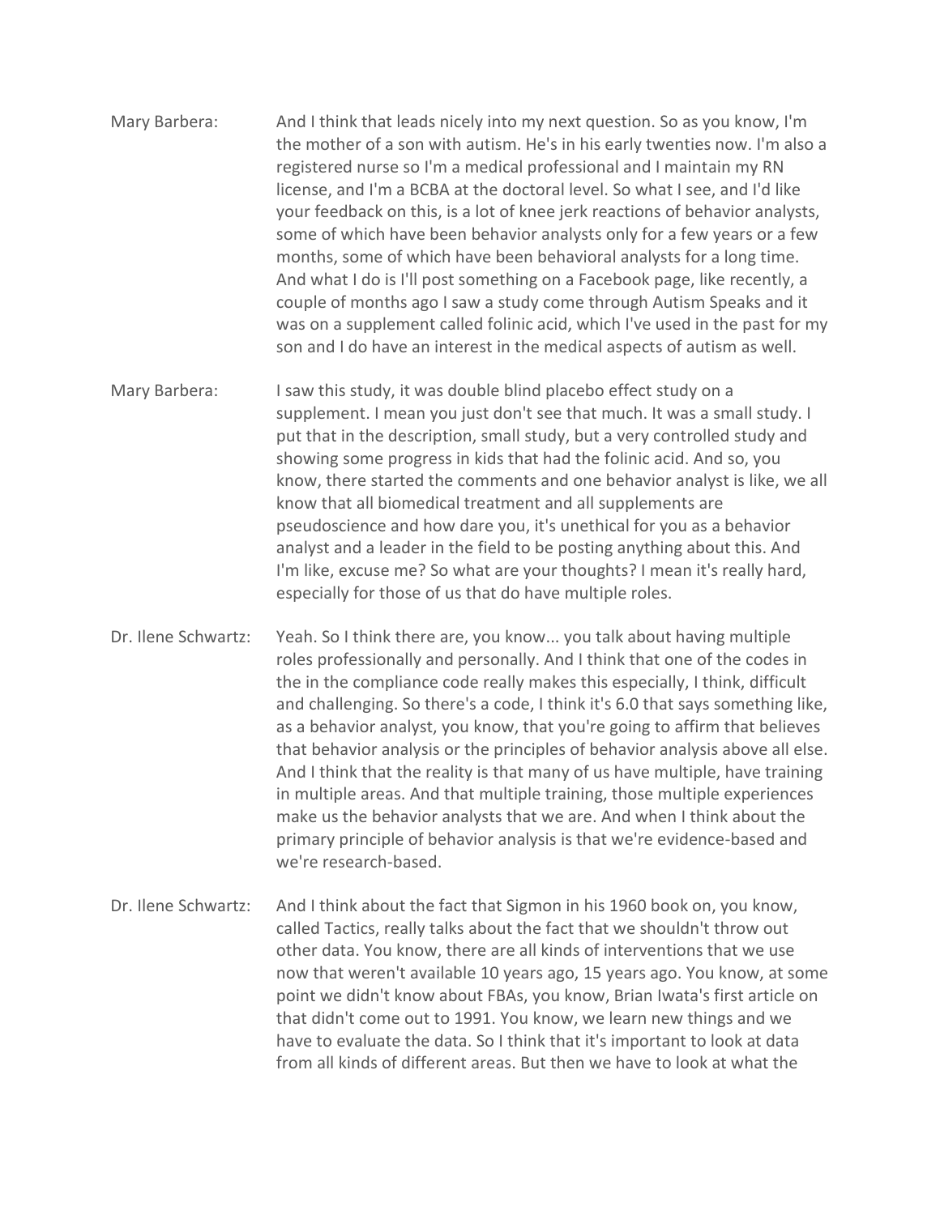Mary Barbera: And I think that leads nicely into my next question. So as you know, I'm the mother of a son with autism. He's in his early twenties now. I'm also a registered nurse so I'm a medical professional and I maintain my RN license, and I'm a BCBA at the doctoral level. So what I see, and I'd like your feedback on this, is a lot of knee jerk reactions of behavior analysts, some of which have been behavior analysts only for a few years or a few months, some of which have been behavioral analysts for a long time. And what I do is I'll post something on a Facebook page, like recently, a couple of months ago I saw a study come through Autism Speaks and it was on a supplement called folinic acid, which I've used in the past for my son and I do have an interest in the medical aspects of autism as well.

Mary Barbera: I saw this study, it was double blind placebo effect study on a supplement. I mean you just don't see that much. It was a small study. I put that in the description, small study, but a very controlled study and showing some progress in kids that had the folinic acid. And so, you know, there started the comments and one behavior analyst is like, we all know that all biomedical treatment and all supplements are pseudoscience and how dare you, it's unethical for you as a behavior analyst and a leader in the field to be posting anything about this. And I'm like, excuse me? So what are your thoughts? I mean it's really hard, especially for those of us that do have multiple roles.

Dr. Ilene Schwartz: Yeah. So I think there are, you know... you talk about having multiple roles professionally and personally. And I think that one of the codes in the in the compliance code really makes this especially, I think, difficult and challenging. So there's a code, I think it's 6.0 that says something like, as a behavior analyst, you know, that you're going to affirm that believes that behavior analysis or the principles of behavior analysis above all else. And I think that the reality is that many of us have multiple, have training in multiple areas. And that multiple training, those multiple experiences make us the behavior analysts that we are. And when I think about the primary principle of behavior analysis is that we're evidence-based and we're research-based.

Dr. Ilene Schwartz: And I think about the fact that Sigmon in his 1960 book on, you know, called Tactics, really talks about the fact that we shouldn't throw out other data. You know, there are all kinds of interventions that we use now that weren't available 10 years ago, 15 years ago. You know, at some point we didn't know about FBAs, you know, Brian Iwata's first article on that didn't come out to 1991. You know, we learn new things and we have to evaluate the data. So I think that it's important to look at data from all kinds of different areas. But then we have to look at what the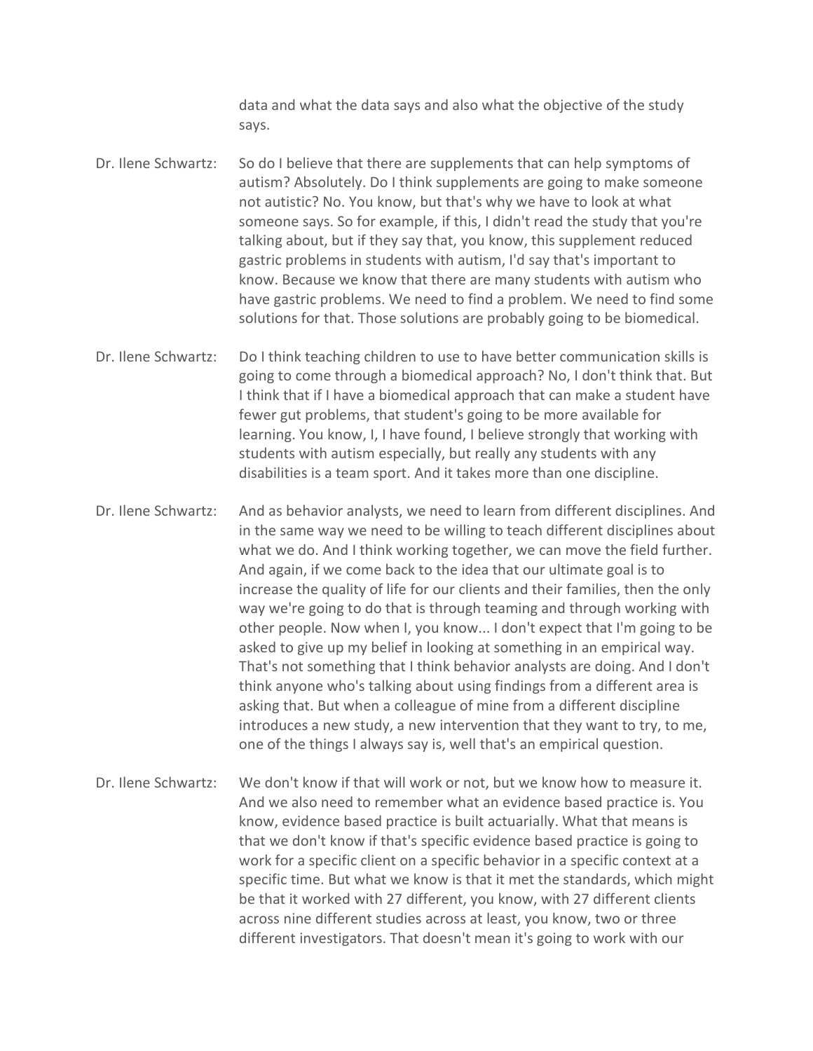data and what the data says and also what the objective of the study says.

Dr. Ilene Schwartz: So do I believe that there are supplements that can help symptoms of autism? Absolutely. Do I think supplements are going to make someone not autistic? No. You know, but that's why we have to look at what someone says. So for example, if this, I didn't read the study that you're talking about, but if they say that, you know, this supplement reduced gastric problems in students with autism, I'd say that's important to know. Because we know that there are many students with autism who have gastric problems. We need to find a problem. We need to find some solutions for that. Those solutions are probably going to be biomedical.

Dr. Ilene Schwartz: Do I think teaching children to use to have better communication skills is going to come through a biomedical approach? No, I don't think that. But I think that if I have a biomedical approach that can make a student have fewer gut problems, that student's going to be more available for learning. You know, I, I have found, I believe strongly that working with students with autism especially, but really any students with any disabilities is a team sport. And it takes more than one discipline.

Dr. Ilene Schwartz: And as behavior analysts, we need to learn from different disciplines. And in the same way we need to be willing to teach different disciplines about what we do. And I think working together, we can move the field further. And again, if we come back to the idea that our ultimate goal is to increase the quality of life for our clients and their families, then the only way we're going to do that is through teaming and through working with other people. Now when I, you know... I don't expect that I'm going to be asked to give up my belief in looking at something in an empirical way. That's not something that I think behavior analysts are doing. And I don't think anyone who's talking about using findings from a different area is asking that. But when a colleague of mine from a different discipline introduces a new study, a new intervention that they want to try, to me, one of the things I always say is, well that's an empirical question.

Dr. Ilene Schwartz: We don't know if that will work or not, but we know how to measure it. And we also need to remember what an evidence based practice is. You know, evidence based practice is built actuarially. What that means is that we don't know if that's specific evidence based practice is going to work for a specific client on a specific behavior in a specific context at a specific time. But what we know is that it met the standards, which might be that it worked with 27 different, you know, with 27 different clients across nine different studies across at least, you know, two or three different investigators. That doesn't mean it's going to work with our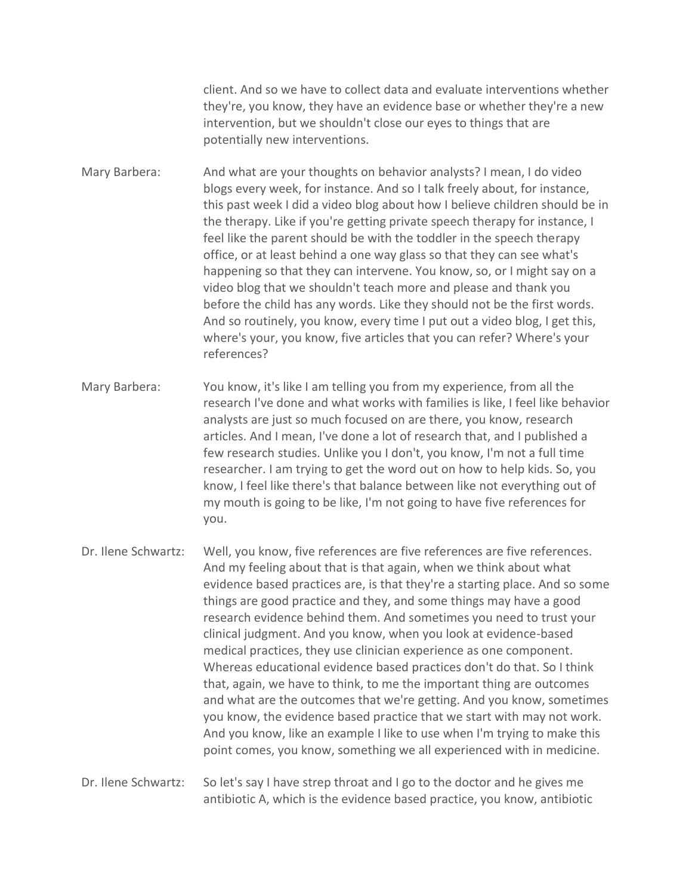client. And so we have to collect data and evaluate interventions whether they're, you know, they have an evidence base or whether they're a new intervention, but we shouldn't close our eyes to things that are potentially new interventions.

**Mary Barbera:** And what are your thoughts on behavior analysts? I mean, I do video blogs every week, for instance. And so I talk freely about, for instance, this past week I did a video blog about how I believe children should be in the therapy. Like if you're getting private speech therapy for instance, I feel like the parent should be with the toddler in the speech therapy office, or at least behind a one way glass so that they can see what's happening so that they can intervene. You know, so, or I might say on a video blog that we shouldn't teach more and please and thank you before the child has any words. Like they should not be the first words. And so routinely, you know, every time I put out a video blog, I get this, where's your, you know, five articles that you can refer? Where's your references?

**Mary Barbera:** You know, it's like I am telling you from my experience, from all the research I've done and what works with families is like, I feel like behavior analysts are just so much focused on are there, you know, research articles. And I mean, I've done a lot of research that, and I published a few research studies. Unlike you I don't, you know, I'm not a full time researcher. I am trying to get the word out on how to help kids. So, you know, I feel like there's that balance between like not everything out of my mouth is going to be like, I'm not going to have five references for you.

**Dr. Ilene Schwartz:** Well, you know, five references are five references are five references. And my feeling about that is that again, when we think about what evidence based practices are, is that they're a starting place. And so some things are good practice and they, and some things may have a good research evidence behind them. And sometimes you need to trust your clinical judgment. And you know, when you look at evidence-based medical practices, they use clinician experience as one component. Whereas educational evidence based practices don't do that. So I think that, again, we have to think, to me the important thing are outcomes and what are the outcomes that we're getting. And you know, sometimes you know, the evidence based practice that we start with may not work. And you know, like an example I like to use when I'm trying to make this point comes, you know, something we all experienced with in medicine.

**Dr. Ilene Schwartz:** So let's say I have strep throat and I go to the doctor and he gives me antibiotic A, which is the evidence based practice, you know, antibiotic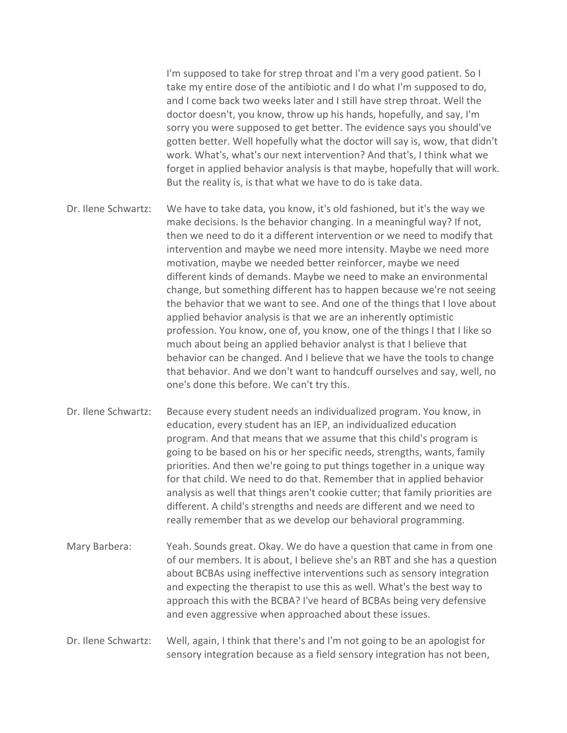I'm supposed to take for strep throat and I'm a very good patient. So I take my entire dose of the antibiotic and I do what I'm supposed to do, and I come back two weeks later and I still have strep throat. Well the doctor doesn't, you know, throw up his hands, hopefully, and say, I'm sorry you were supposed to get better. The evidence says you should've gotten better. Well hopefully what the doctor will say is, wow, that didn't work. What's, what's our next intervention? And that's, I think what we forget in applied behavior analysis is that maybe, hopefully that will work. But the reality is, is that what we have to do is take data.

Dr. Ilene Schwartz: We have to take data, you know, it's old fashioned, but it's the way we make decisions. Is the behavior changing. In a meaningful way? If not, then we need to do it a different intervention or we need to modify that intervention and maybe we need more intensity. Maybe we need more motivation, maybe we needed better reinforcer, maybe we need different kinds of demands. Maybe we need to make an environmental change, but something different has to happen because we're not seeing the behavior that we want to see. And one of the things that I love about applied behavior analysis is that we are an inherently optimistic profession. You know, one of, you know, one of the things I that I like so much about being an applied behavior analyst is that I believe that behavior can be changed. And I believe that we have the tools to change that behavior. And we don't want to handcuff ourselves and say, well, no one's done this before. We can't try this.

Dr. Ilene Schwartz: Because every student needs an individualized program. You know, in education, every student has an IEP, an individualized education program. And that means that we assume that this child's program is going to be based on his or her specific needs, strengths, wants, family priorities. And then we're going to put things together in a unique way for that child. We need to do that. Remember that in applied behavior analysis as well that things aren't cookie cutter; that family priorities are different. A child's strengths and needs are different and we need to really remember that as we develop our behavioral programming.

Mary Barbera: Yeah. Sounds great. Okay. We do have a question that came in from one of our members. It is about, I believe she's an RBT and she has a question about BCBAs using ineffective interventions such as sensory integration and expecting the therapist to use this as well. What's the best way to approach this with the BCBA? I've heard of BCBAs being very defensive and even aggressive when approached about these issues.

Dr. Ilene Schwartz: Well, again, I think that there's and I'm not going to be an apologist for sensory integration because as a field sensory integration has not been,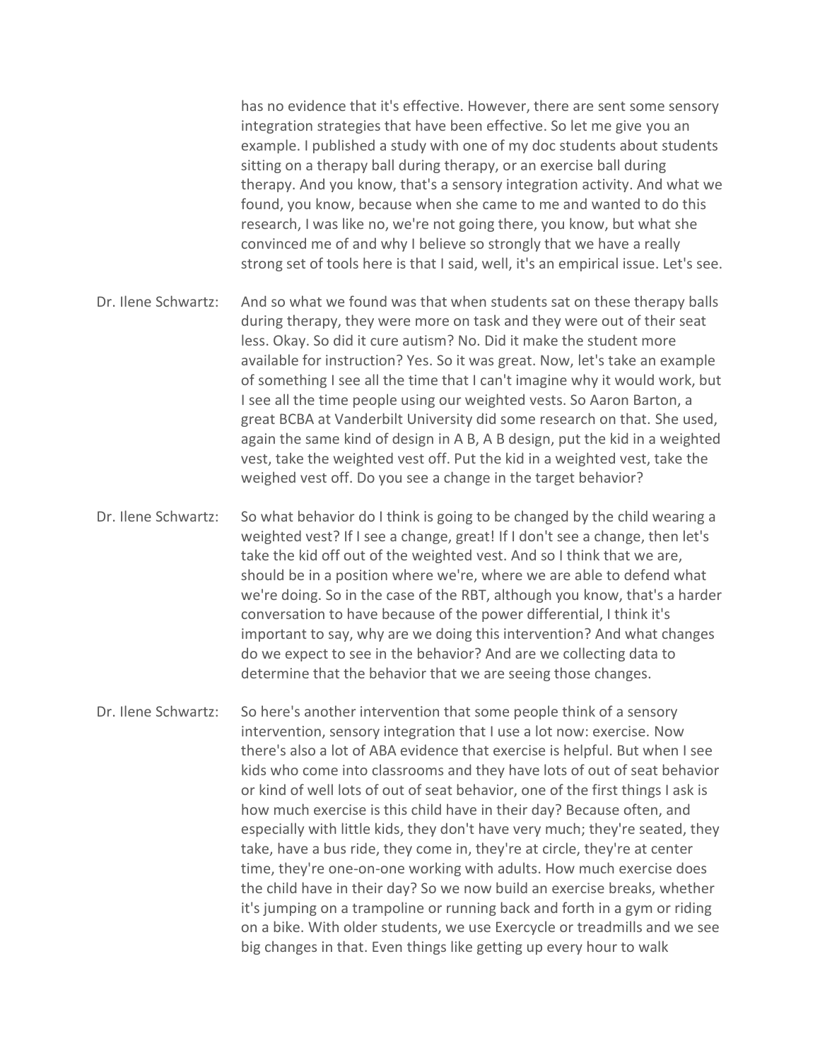has no evidence that it's effective. However, there are sent some sensory integration strategies that have been effective. So let me give you an example. I published a study with one of my doc students about students sitting on a therapy ball during therapy, or an exercise ball during therapy. And you know, that's a sensory integration activity. And what we found, you know, because when she came to me and wanted to do this research, I was like no, we're not going there, you know, but what she convinced me of and why I believe so strongly that we have a really strong set of tools here is that I said, well, it's an empirical issue. Let's see.

Dr. Ilene Schwartz: And so what we found was that when students sat on these therapy balls during therapy, they were more on task and they were out of their seat less. Okay. So did it cure autism? No. Did it make the student more available for instruction? Yes. So it was great. Now, let's take an example of something I see all the time that I can't imagine why it would work, but I see all the time people using our weighted vests. So Aaron Barton, a great BCBA at Vanderbilt University did some research on that. She used, again the same kind of design in A B, A B design, put the kid in a weighted vest, take the weighted vest off. Put the kid in a weighted vest, take the weighed vest off. Do you see a change in the target behavior?

Dr. Ilene Schwartz: So what behavior do I think is going to be changed by the child wearing a weighted vest? If I see a change, great! If I don't see a change, then let's take the kid off out of the weighted vest. And so I think that we are, should be in a position where we're, where we are able to defend what we're doing. So in the case of the RBT, although you know, that's a harder conversation to have because of the power differential, I think it's important to say, why are we doing this intervention? And what changes do we expect to see in the behavior? And are we collecting data to determine that the behavior that we are seeing those changes.

Dr. Ilene Schwartz: So here's another intervention that some people think of a sensory intervention, sensory integration that I use a lot now: exercise. Now there's also a lot of ABA evidence that exercise is helpful. But when I see kids who come into classrooms and they have lots of out of seat behavior or kind of well lots of out of seat behavior, one of the first things I ask is how much exercise is this child have in their day? Because often, and especially with little kids, they don't have very much; they're seated, they take, have a bus ride, they come in, they're at circle, they're at center time, they're one-on-one working with adults. How much exercise does the child have in their day? So we now build an exercise breaks, whether it's jumping on a trampoline or running back and forth in a gym or riding on a bike. With older students, we use Exercycle or treadmills and we see big changes in that. Even things like getting up every hour to walk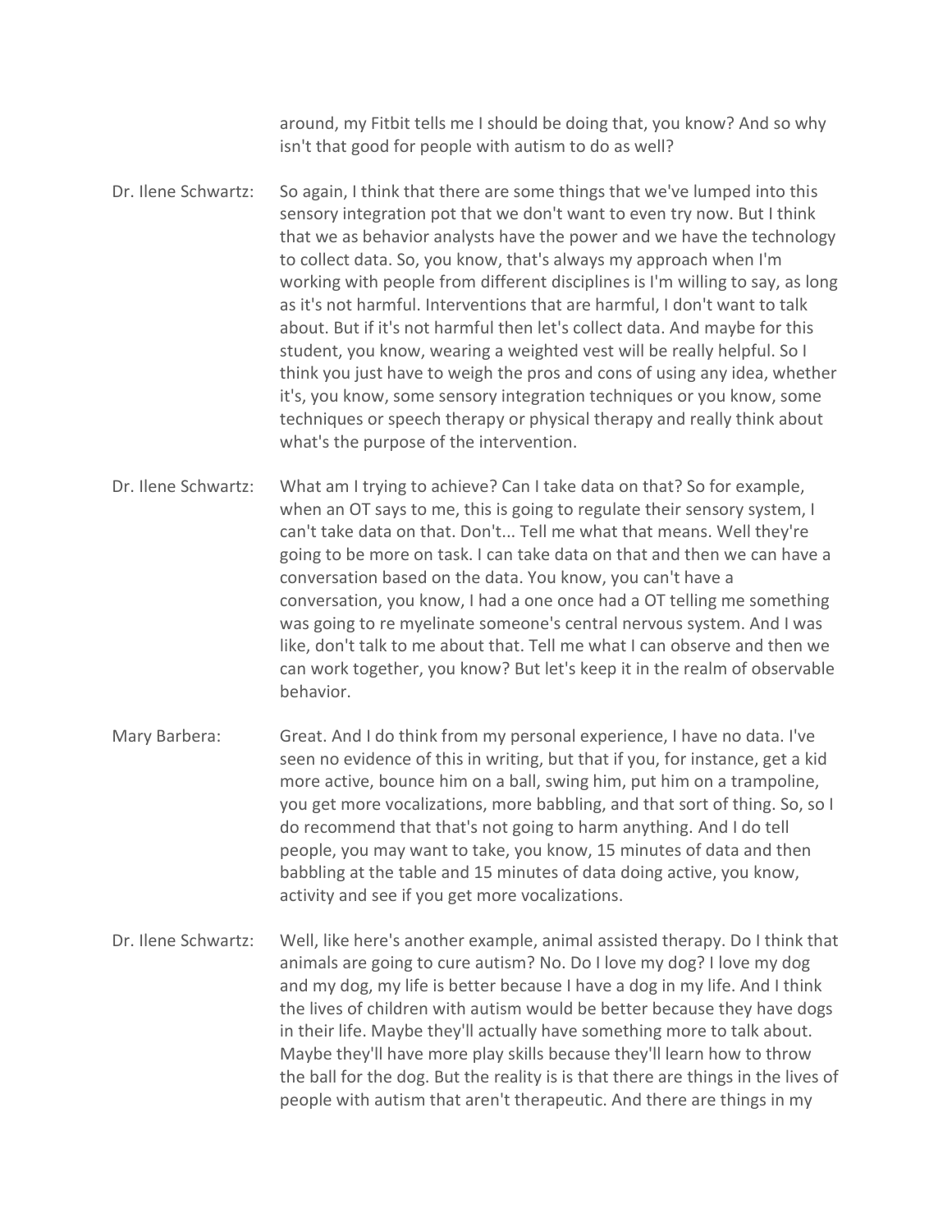around, my Fitbit tells me I should be doing that, you know? And so why isn't that good for people with autism to do as well?

Dr. Ilene Schwartz: So again, I think that there are some things that we've lumped into this sensory integration pot that we don't want to even try now. But I think that we as behavior analysts have the power and we have the technology to collect data. So, you know, that's always my approach when I'm working with people from different disciplines is I'm willing to say, as long as it's not harmful. Interventions that are harmful, I don't want to talk about. But if it's not harmful then let's collect data. And maybe for this student, you know, wearing a weighted vest will be really helpful. So I think you just have to weigh the pros and cons of using any idea, whether it's, you know, some sensory integration techniques or you know, some techniques or speech therapy or physical therapy and really think about what's the purpose of the intervention.

Dr. Ilene Schwartz: What am I trying to achieve? Can I take data on that? So for example, when an OT says to me, this is going to regulate their sensory system, I can't take data on that. Don't... Tell me what that means. Well they're going to be more on task. I can take data on that and then we can have a conversation based on the data. You know, you can't have a conversation, you know, I had a one once had a OT telling me something was going to re myelinate someone's central nervous system. And I was like, don't talk to me about that. Tell me what I can observe and then we can work together, you know? But let's keep it in the realm of observable behavior.

Mary Barbera: Great. And I do think from my personal experience, I have no data. I've seen no evidence of this in writing, but that if you, for instance, get a kid more active, bounce him on a ball, swing him, put him on a trampoline, you get more vocalizations, more babbling, and that sort of thing. So, so I do recommend that that's not going to harm anything. And I do tell people, you may want to take, you know, 15 minutes of data and then babbling at the table and 15 minutes of data doing active, you know, activity and see if you get more vocalizations.

Dr. Ilene Schwartz: Well, like here's another example, animal assisted therapy. Do I think that animals are going to cure autism? No. Do I love my dog? I love my dog and my dog, my life is better because I have a dog in my life. And I think the lives of children with autism would be better because they have dogs in their life. Maybe they'll actually have something more to talk about. Maybe they'll have more play skills because they'll learn how to throw the ball for the dog. But the reality is is that there are things in the lives of people with autism that aren't therapeutic. And there are things in my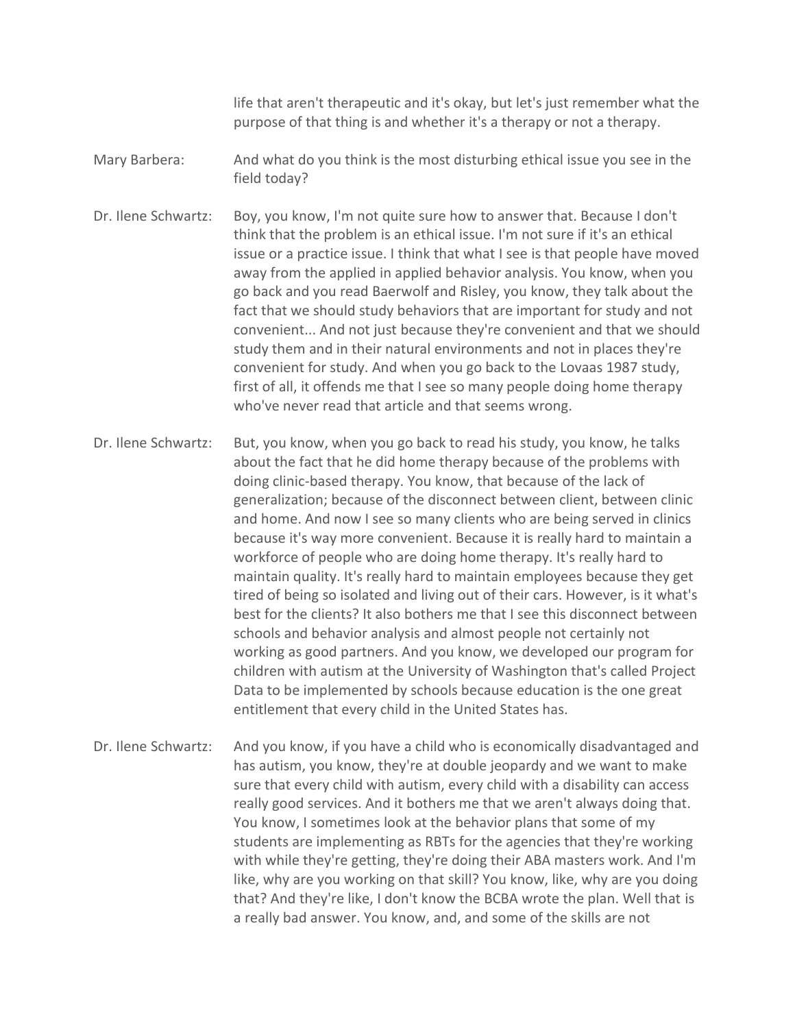life that aren't therapeutic and it's okay, but let's just remember what the purpose of that thing is and whether it's a therapy or not a therapy.

Mary Barbera: And what do you think is the most disturbing ethical issue you see in the field today?

Dr. Ilene Schwartz: Boy, you know, I'm not quite sure how to answer that. Because I don't think that the problem is an ethical issue. I'm not sure if it's an ethical issue or a practice issue. I think that what I see is that people have moved away from the applied in applied behavior analysis. You know, when you go back and you read Baerwolf and Risley, you know, they talk about the fact that we should study behaviors that are important for study and not convenient... And not just because they're convenient and that we should study them and in their natural environments and not in places they're convenient for study. And when you go back to the Lovaas 1987 study, first of all, it offends me that I see so many people doing home therapy who've never read that article and that seems wrong.

Dr. Ilene Schwartz: But, you know, when you go back to read his study, you know, he talks about the fact that he did home therapy because of the problems with doing clinic-based therapy. You know, that because of the lack of generalization; because of the disconnect between client, between clinic and home. And now I see so many clients who are being served in clinics because it's way more convenient. Because it is really hard to maintain a workforce of people who are doing home therapy. It's really hard to maintain quality. It's really hard to maintain employees because they get tired of being so isolated and living out of their cars. However, is it what's best for the clients? It also bothers me that I see this disconnect between schools and behavior analysis and almost people not certainly not working as good partners. And you know, we developed our program for children with autism at the University of Washington that's called Project Data to be implemented by schools because education is the one great entitlement that every child in the United States has.

Dr. Ilene Schwartz: And you know, if you have a child who is economically disadvantaged and has autism, you know, they're at double jeopardy and we want to make sure that every child with autism, every child with a disability can access really good services. And it bothers me that we aren't always doing that. You know, I sometimes look at the behavior plans that some of my students are implementing as RBTs for the agencies that they're working with while they're getting, they're doing their ABA masters work. And I'm like, why are you working on that skill? You know, like, why are you doing that? And they're like, I don't know the BCBA wrote the plan. Well that is a really bad answer. You know, and, and some of the skills are not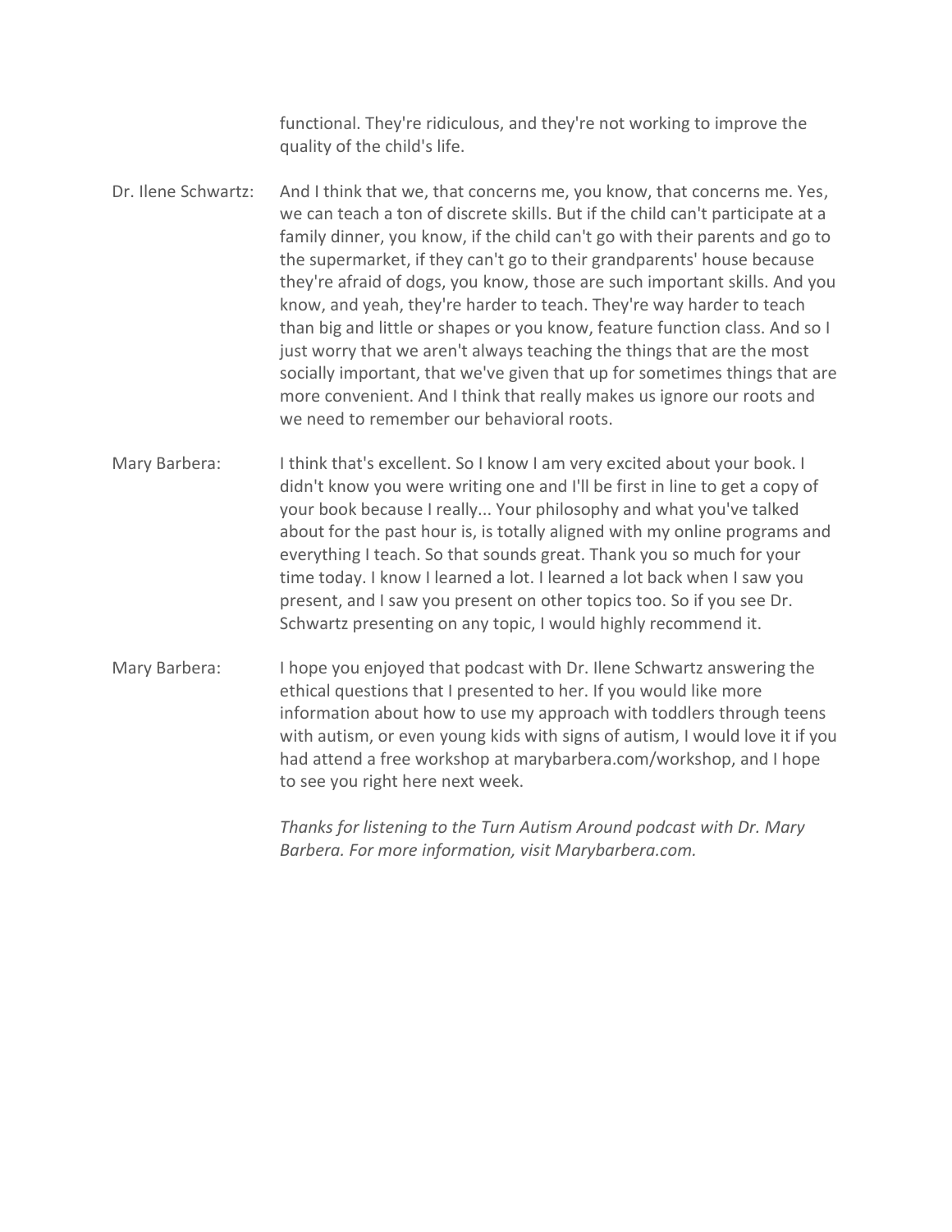functional. They're ridiculous, and they're not working to improve the quality of the child's life.

Dr. Ilene Schwartz: And I think that we, that concerns me, you know, that concerns me. Yes, we can teach a ton of discrete skills. But if the child can't participate at a family dinner, you know, if the child can't go with their parents and go to the supermarket, if they can't go to their grandparents' house because they're afraid of dogs, you know, those are such important skills. And you know, and yeah, they're harder to teach. They're way harder to teach than big and little or shapes or you know, feature function class. And so I just worry that we aren't always teaching the things that are the most socially important, that we've given that up for sometimes things that are more convenient. And I think that really makes us ignore our roots and we need to remember our behavioral roots.

Mary Barbera: I think that's excellent. So I know I am very excited about your book. I didn't know you were writing one and I'll be first in line to get a copy of your book because I really... Your philosophy and what you've talked about for the past hour is, is totally aligned with my online programs and everything I teach. So that sounds great. Thank you so much for your time today. I know I learned a lot. I learned a lot back when I saw you present, and I saw you present on other topics too. So if you see Dr. Schwartz presenting on any topic, I would highly recommend it.

Mary Barbera: I hope you enjoyed that podcast with Dr. Ilene Schwartz answering the ethical questions that I presented to her. If you would like more information about how to use my approach with toddlers through teens with autism, or even young kids with signs of autism, I would love it if you had attend a free workshop at marybarbera.com/workshop, and I hope to see you right here next week.

*Thanks for listening to the Turn Autism Around podcast with Dr. Mary Barbera. For more information, visit Marybarbera.com.*